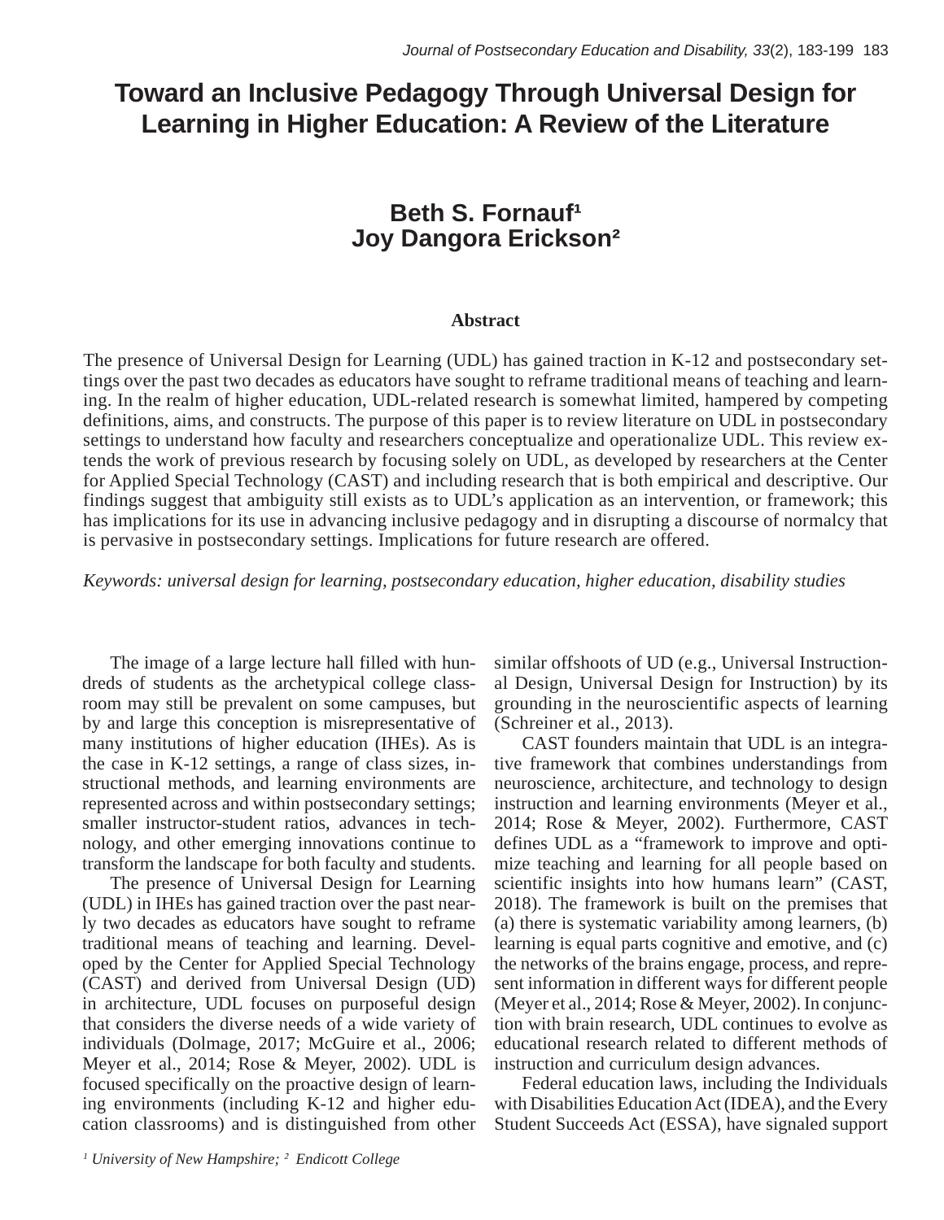# Toward an Inclusive Pedagogy Through Universal Design for Learning in Higher Education: A Review of the Literature

**Beth S. Fornauf**[1]
**Joy Dangora Erickson**[2]

### Abstract

The presence of Universal Design for Learning (UDL) has gained traction in K-12 and postsecondary settings over the past two decades as educators have sought to reframe traditional means of teaching and learning. In the realm of higher education, UDL-related research is somewhat limited, hampered by competing definitions, aims, and constructs. The purpose of this paper is to review literature on UDL in postsecondary settings to understand how faculty and researchers conceptualize and operationalize UDL. This review extends the work of previous research by focusing solely on UDL, as developed by researchers at the Center for Applied Special Technology (CAST) and including research that is both empirical and descriptive. Our findings suggest that ambiguity still exists as to UDL's application as an intervention, or framework; this has implications for its use in advancing inclusive pedagogy and in disrupting a discourse of normalcy that is pervasive in postsecondary settings. Implications for future research are offered.

*Keywords: universal design for learning, postsecondary education, higher education, disability studies*

The image of a large lecture hall filled with hundreds of students as the archetypical college classroom may still be prevalent on some campuses, but by and large this conception is misrepresentative of many institutions of higher education (IHEs). As is the case in K-12 settings, a range of class sizes, instructional methods, and learning environments are represented across and within postsecondary settings; smaller instructor-student ratios, advances in technology, and other emerging innovations continue to transform the landscape for both faculty and students.

The presence of Universal Design for Learning (UDL) in IHEs has gained traction over the past nearly two decades as educators have sought to reframe traditional means of teaching and learning. Developed by the Center for Applied Special Technology (CAST) and derived from Universal Design (UD) in architecture, UDL focuses on purposeful design that considers the diverse needs of a wide variety of individuals (Dolmage, 2017; McGuire et al., 2006; Meyer et al., 2014; Rose & Meyer, 2002). UDL is focused specifically on the proactive design of learning environments (including K-12 and higher education classrooms) and is distinguished from other similar offshoots of UD (e.g., Universal Instructional Design, Universal Design for Instruction) by its grounding in the neuroscientific aspects of learning (Schreiner et al., 2013).

CAST founders maintain that UDL is an integrative framework that combines understandings from neuroscience, architecture, and technology to design instruction and learning environments (Meyer et al., 2014; Rose & Meyer, 2002). Furthermore, CAST defines UDL as a "framework to improve and optimize teaching and learning for all people based on scientific insights into how humans learn" (CAST, 2018). The framework is built on the premises that (a) there is systematic variability among learners, (b) learning is equal parts cognitive and emotive, and (c) the networks of the brains engage, process, and represent information in different ways for different people (Meyer et al., 2014; Rose & Meyer, 2002). In conjunction with brain research, UDL continues to evolve as educational research related to different methods of instruction and curriculum design advances.

Federal education laws, including the Individuals with Disabilities Education Act (IDEA), and the Every Student Succeeds Act (ESSA), have signaled support

[1] University of New Hampshire; [2] Endicott College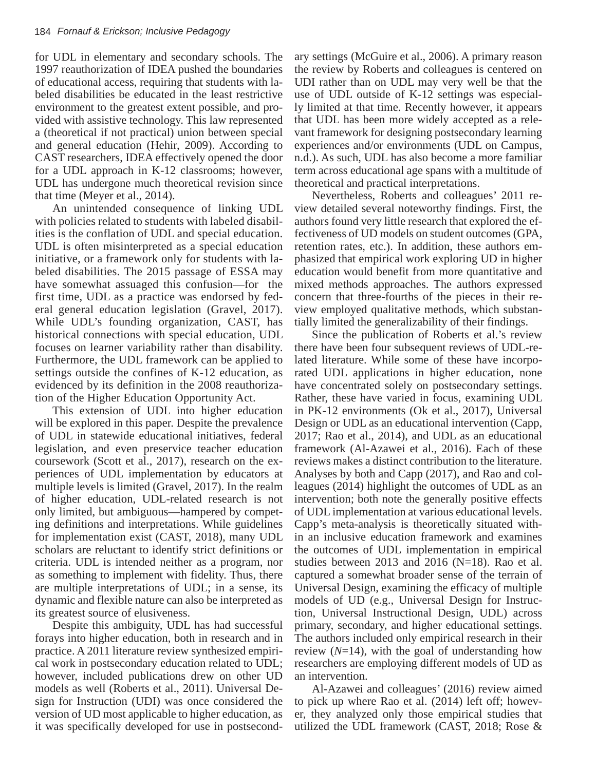for UDL in elementary and secondary schools. The 1997 reauthorization of IDEA pushed the boundaries of educational access, requiring that students with labeled disabilities be educated in the least restrictive environment to the greatest extent possible, and provided with assistive technology. This law represented a (theoretical if not practical) union between special and general education (Hehir, 2009). According to CAST researchers, IDEA effectively opened the door for a UDL approach in K-12 classrooms; however, UDL has undergone much theoretical revision since that time (Meyer et al., 2014).

An unintended consequence of linking UDL with policies related to students with labeled disabilities is the conflation of UDL and special education. UDL is often misinterpreted as a special education initiative, or a framework only for students with labeled disabilities. The 2015 passage of ESSA may have somewhat assuaged this confusion—for the first time, UDL as a practice was endorsed by federal general education legislation (Gravel, 2017). While UDL's founding organization, CAST, has historical connections with special education, UDL focuses on learner variability rather than disability. Furthermore, the UDL framework can be applied to settings outside the confines of K-12 education, as evidenced by its definition in the 2008 reauthorization of the Higher Education Opportunity Act.

This extension of UDL into higher education will be explored in this paper. Despite the prevalence of UDL in statewide educational initiatives, federal legislation, and even preservice teacher education coursework (Scott et al., 2017), research on the experiences of UDL implementation by educators at multiple levels is limited (Gravel, 2017). In the realm of higher education, UDL-related research is not only limited, but ambiguous—hampered by competing definitions and interpretations. While guidelines for implementation exist (CAST, 2018), many UDL scholars are reluctant to identify strict definitions or criteria. UDL is intended neither as a program, nor as something to implement with fidelity. Thus, there are multiple interpretations of UDL; in a sense, its dynamic and flexible nature can also be interpreted as its greatest source of elusiveness.

Despite this ambiguity, UDL has had successful forays into higher education, both in research and in practice. A 2011 literature review synthesized empirical work in postsecondary education related to UDL; however, included publications drew on other UD models as well (Roberts et al., 2011). Universal Design for Instruction (UDI) was once considered the version of UD most applicable to higher education, as it was specifically developed for use in postsecondary settings (McGuire et al., 2006). A primary reason the review by Roberts and colleagues is centered on UDI rather than on UDL may very well be that the use of UDL outside of K-12 settings was especially limited at that time. Recently however, it appears that UDL has been more widely accepted as a relevant framework for designing postsecondary learning experiences and/or environments (UDL on Campus, n.d.). As such, UDL has also become a more familiar term across educational age spans with a multitude of theoretical and practical interpretations.

Nevertheless, Roberts and colleagues' 2011 review detailed several noteworthy findings. First, the authors found very little research that explored the effectiveness of UD models on student outcomes (GPA, retention rates, etc.). In addition, these authors emphasized that empirical work exploring UD in higher education would benefit from more quantitative and mixed methods approaches. The authors expressed concern that three-fourths of the pieces in their review employed qualitative methods, which substantially limited the generalizability of their findings.

Since the publication of Roberts et al.'s review there have been four subsequent reviews of UDL-related literature. While some of these have incorporated UDL applications in higher education, none have concentrated solely on postsecondary settings. Rather, these have varied in focus, examining UDL in PK-12 environments (Ok et al., 2017), Universal Design or UDL as an educational intervention (Capp, 2017; Rao et al., 2014), and UDL as an educational framework (Al-Azawei et al., 2016). Each of these reviews makes a distinct contribution to the literature. Analyses by both and Capp (2017), and Rao and colleagues (2014) highlight the outcomes of UDL as an intervention; both note the generally positive effects of UDL implementation at various educational levels. Capp's meta-analysis is theoretically situated within an inclusive education framework and examines the outcomes of UDL implementation in empirical studies between 2013 and 2016 (N=18). Rao et al. captured a somewhat broader sense of the terrain of Universal Design, examining the efficacy of multiple models of UD (e.g., Universal Design for Instruction, Universal Instructional Design, UDL) across primary, secondary, and higher educational settings. The authors included only empirical research in their review ($N$=14), with the goal of understanding how researchers are employing different models of UD as an intervention.

Al-Azawei and colleagues' (2016) review aimed to pick up where Rao et al. (2014) left off; however, they analyzed only those empirical studies that utilized the UDL framework (CAST, 2018; Rose &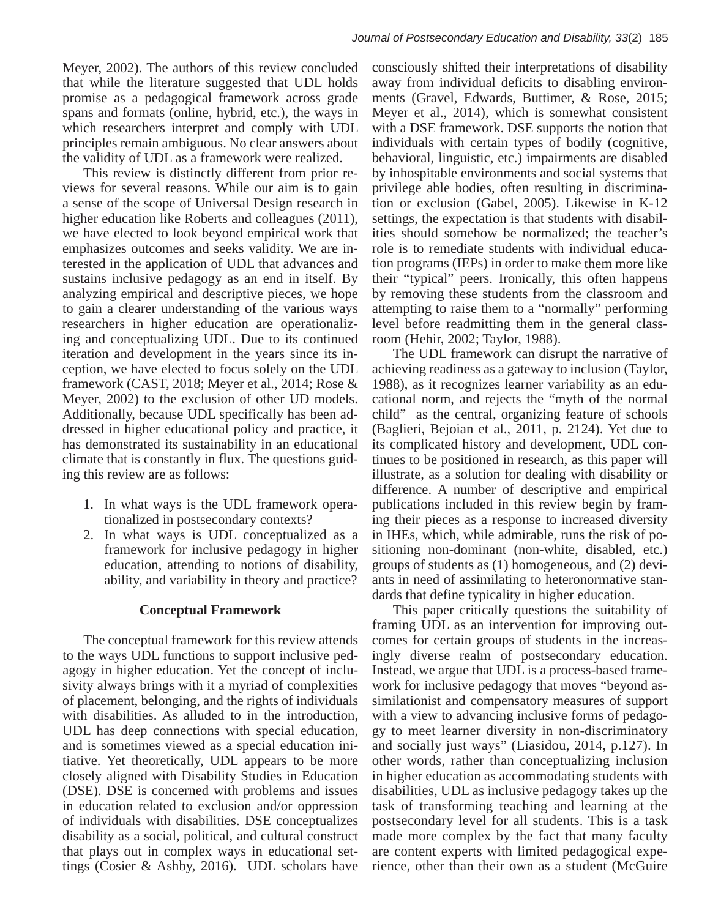Meyer, 2002). The authors of this review concluded that while the literature suggested that UDL holds promise as a pedagogical framework across grade spans and formats (online, hybrid, etc.), the ways in which researchers interpret and comply with UDL principles remain ambiguous. No clear answers about the validity of UDL as a framework were realized.

This review is distinctly different from prior reviews for several reasons. While our aim is to gain a sense of the scope of Universal Design research in higher education like Roberts and colleagues (2011), we have elected to look beyond empirical work that emphasizes outcomes and seeks validity. We are interested in the application of UDL that advances and sustains inclusive pedagogy as an end in itself. By analyzing empirical and descriptive pieces, we hope to gain a clearer understanding of the various ways researchers in higher education are operationalizing and conceptualizing UDL. Due to its continued iteration and development in the years since its inception, we have elected to focus solely on the UDL framework (CAST, 2018; Meyer et al., 2014; Rose & Meyer, 2002) to the exclusion of other UD models. Additionally, because UDL specifically has been addressed in higher educational policy and practice, it has demonstrated its sustainability in an educational climate that is constantly in flux. The questions guiding this review are as follows:

1. In what ways is the UDL framework operationalized in postsecondary contexts?
2. In what ways is UDL conceptualized as a framework for inclusive pedagogy in higher education, attending to notions of disability, ability, and variability in theory and practice?

## Conceptual Framework

The conceptual framework for this review attends to the ways UDL functions to support inclusive pedagogy in higher education. Yet the concept of inclusivity always brings with it a myriad of complexities of placement, belonging, and the rights of individuals with disabilities. As alluded to in the introduction, UDL has deep connections with special education, and is sometimes viewed as a special education initiative. Yet theoretically, UDL appears to be more closely aligned with Disability Studies in Education (DSE). DSE is concerned with problems and issues in education related to exclusion and/or oppression of individuals with disabilities. DSE conceptualizes disability as a social, political, and cultural construct that plays out in complex ways in educational settings (Cosier & Ashby, 2016). UDL scholars have consciously shifted their interpretations of disability away from individual deficits to disabling environments (Gravel, Edwards, Buttimer, & Rose, 2015; Meyer et al., 2014), which is somewhat consistent with a DSE framework. DSE supports the notion that individuals with certain types of bodily (cognitive, behavioral, linguistic, etc.) impairments are disabled by inhospitable environments and social systems that privilege able bodies, often resulting in discrimination or exclusion (Gabel, 2005). Likewise in K-12 settings, the expectation is that students with disabilities should somehow be normalized; the teacher's role is to remediate students with individual education programs (IEPs) in order to make them more like their "typical" peers. Ironically, this often happens by removing these students from the classroom and attempting to raise them to a "normally" performing level before readmitting them in the general classroom (Hehir, 2002; Taylor, 1988).

The UDL framework can disrupt the narrative of achieving readiness as a gateway to inclusion (Taylor, 1988), as it recognizes learner variability as an educational norm, and rejects the "myth of the normal child" as the central, organizing feature of schools (Baglieri, Bejoian et al., 2011, p. 2124). Yet due to its complicated history and development, UDL continues to be positioned in research, as this paper will illustrate, as a solution for dealing with disability or difference. A number of descriptive and empirical publications included in this review begin by framing their pieces as a response to increased diversity in IHEs, which, while admirable, runs the risk of positioning non-dominant (non-white, disabled, etc.) groups of students as (1) homogeneous, and (2) deviants in need of assimilating to heteronormative standards that define typicality in higher education.

This paper critically questions the suitability of framing UDL as an intervention for improving outcomes for certain groups of students in the increasingly diverse realm of postsecondary education. Instead, we argue that UDL is a process-based framework for inclusive pedagogy that moves "beyond assimilationist and compensatory measures of support with a view to advancing inclusive forms of pedagogy to meet learner diversity in non-discriminatory and socially just ways" (Liasidou, 2014, p.127). In other words, rather than conceptualizing inclusion in higher education as accommodating students with disabilities, UDL as inclusive pedagogy takes up the task of transforming teaching and learning at the postsecondary level for all students. This is a task made more complex by the fact that many faculty are content experts with limited pedagogical experience, other than their own as a student (McGuire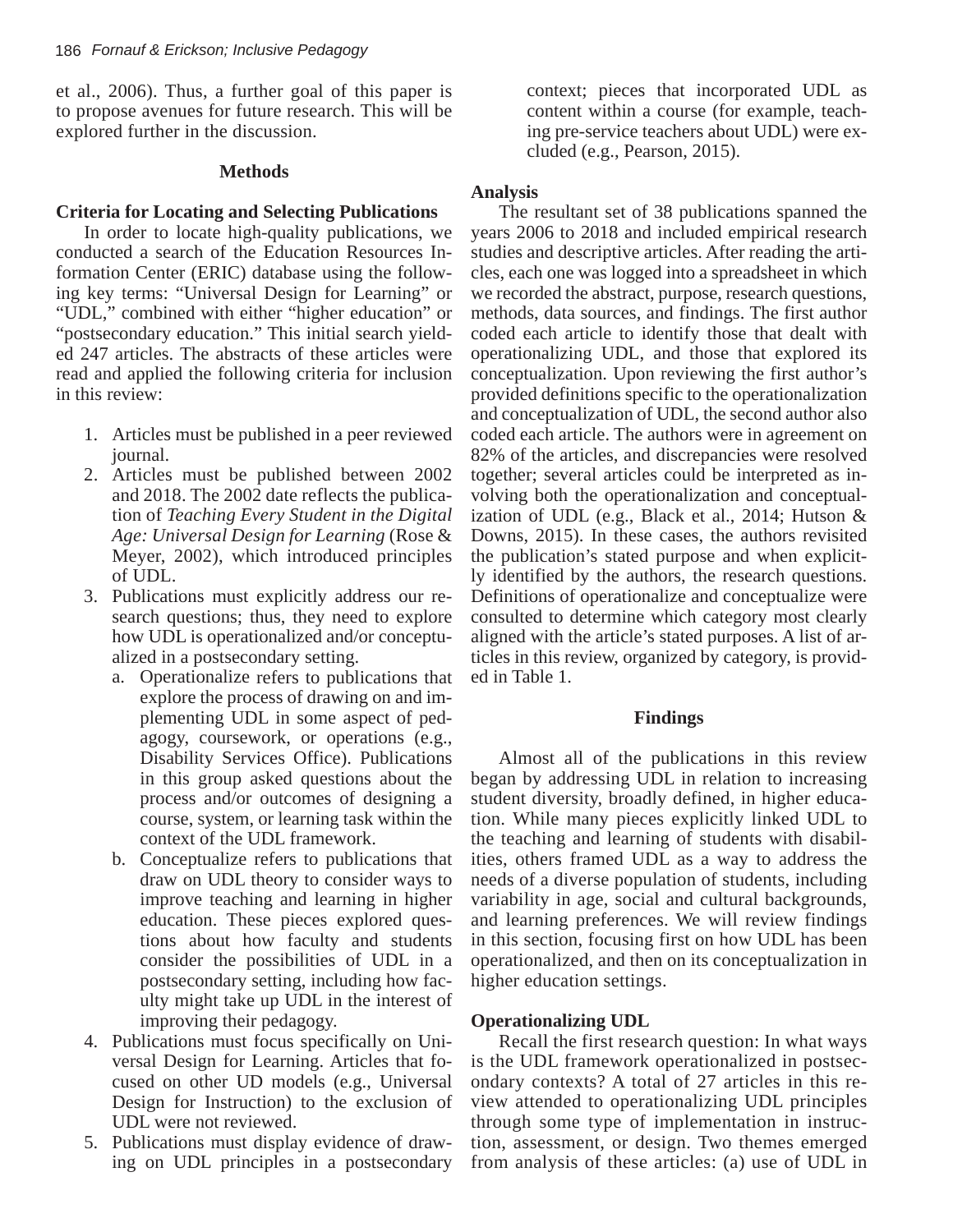et al., 2006). Thus, a further goal of this paper is to propose avenues for future research. This will be explored further in the discussion.

## Methods

### Criteria for Locating and Selecting Publications

In order to locate high-quality publications, we conducted a search of the Education Resources Information Center (ERIC) database using the following key terms: "Universal Design for Learning" or "UDL," combined with either "higher education" or "postsecondary education." This initial search yielded 247 articles. The abstracts of these articles were read and applied the following criteria for inclusion in this review:

1. Articles must be published in a peer reviewed journal.
2. Articles must be published between 2002 and 2018. The 2002 date reflects the publication of *Teaching Every Student in the Digital Age: Universal Design for Learning* (Rose & Meyer, 2002), which introduced principles of UDL.
3. Publications must explicitly address our research questions; thus, they need to explore how UDL is operationalized and/or conceptualized in a postsecondary setting.
   a. Operationalize refers to publications that explore the process of drawing on and implementing UDL in some aspect of pedagogy, coursework, or operations (e.g., Disability Services Office). Publications in this group asked questions about the process and/or outcomes of designing a course, system, or learning task within the context of the UDL framework.
   b. Conceptualize refers to publications that draw on UDL theory to consider ways to improve teaching and learning in higher education. These pieces explored questions about how faculty and students consider the possibilities of UDL in a postsecondary setting, including how faculty might take up UDL in the interest of improving their pedagogy.
4. Publications must focus specifically on Universal Design for Learning. Articles that focused on other UD models (e.g., Universal Design for Instruction) to the exclusion of UDL were not reviewed.
5. Publications must display evidence of drawing on UDL principles in a postsecondary context; pieces that incorporated UDL as content within a course (for example, teaching pre-service teachers about UDL) were excluded (e.g., Pearson, 2015).

### Analysis

The resultant set of 38 publications spanned the years 2006 to 2018 and included empirical research studies and descriptive articles. After reading the articles, each one was logged into a spreadsheet in which we recorded the abstract, purpose, research questions, methods, data sources, and findings. The first author coded each article to identify those that dealt with operationalizing UDL, and those that explored its conceptualization. Upon reviewing the first author's provided definitions specific to the operationalization and conceptualization of UDL, the second author also coded each article. The authors were in agreement on 82% of the articles, and discrepancies were resolved together; several articles could be interpreted as involving both the operationalization and conceptualization of UDL (e.g., Black et al., 2014; Hutson & Downs, 2015). In these cases, the authors revisited the publication's stated purpose and when explicitly identified by the authors, the research questions. Definitions of operationalize and conceptualize were consulted to determine which category most clearly aligned with the article's stated purposes. A list of articles in this review, organized by category, is provided in Table 1.

## Findings

Almost all of the publications in this review began by addressing UDL in relation to increasing student diversity, broadly defined, in higher education. While many pieces explicitly linked UDL to the teaching and learning of students with disabilities, others framed UDL as a way to address the needs of a diverse population of students, including variability in age, social and cultural backgrounds, and learning preferences. We will review findings in this section, focusing first on how UDL has been operationalized, and then on its conceptualization in higher education settings.

### Operationalizing UDL

Recall the first research question: In what ways is the UDL framework operationalized in postsecondary contexts? A total of 27 articles in this review attended to operationalizing UDL principles through some type of implementation in instruction, assessment, or design. Two themes emerged from analysis of these articles: (a) use of UDL in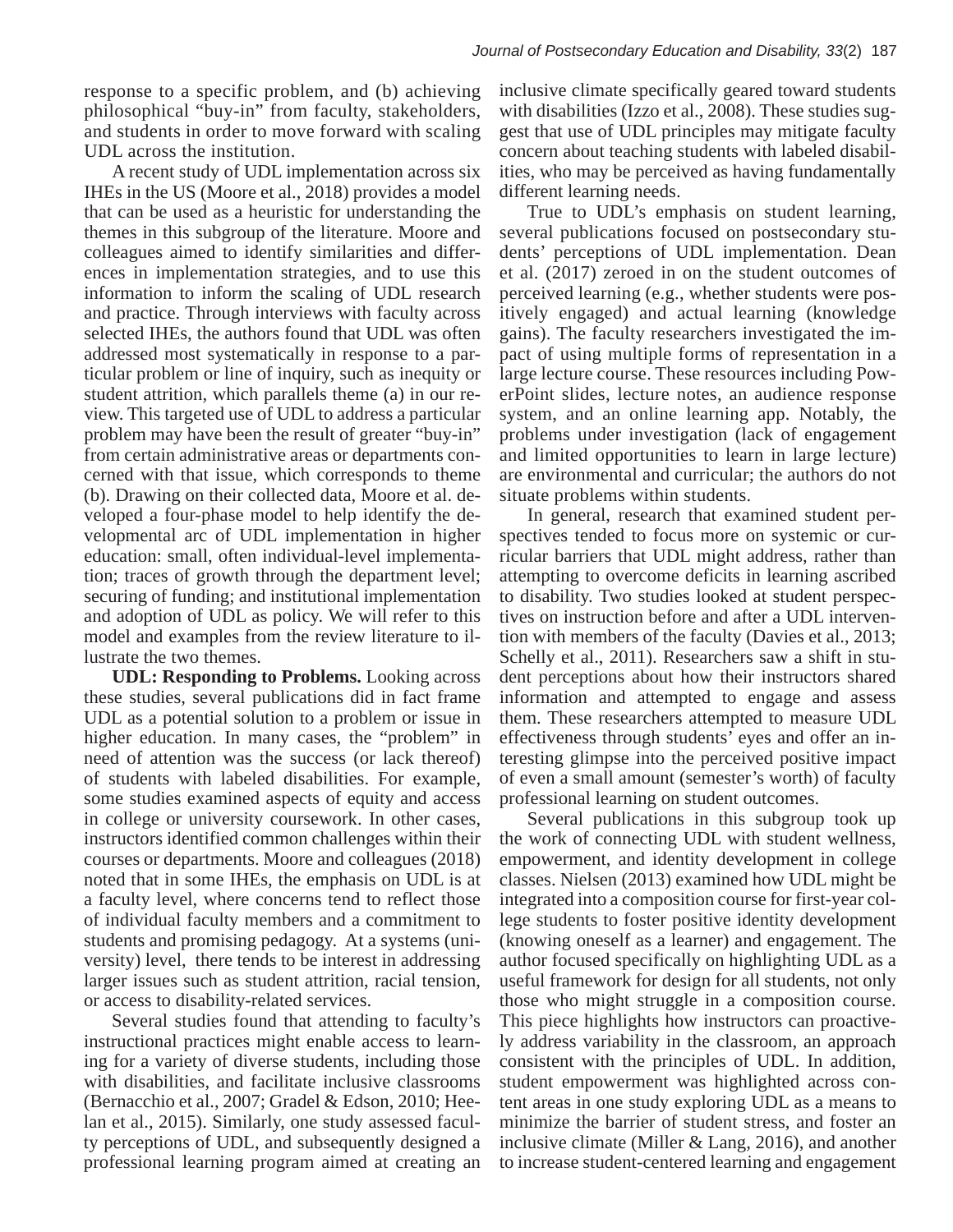response to a specific problem, and (b) achieving philosophical "buy-in" from faculty, stakeholders, and students in order to move forward with scaling UDL across the institution.

A recent study of UDL implementation across six IHEs in the US (Moore et al., 2018) provides a model that can be used as a heuristic for understanding the themes in this subgroup of the literature. Moore and colleagues aimed to identify similarities and differences in implementation strategies, and to use this information to inform the scaling of UDL research and practice. Through interviews with faculty across selected IHEs, the authors found that UDL was often addressed most systematically in response to a particular problem or line of inquiry, such as inequity or student attrition, which parallels theme (a) in our review. This targeted use of UDL to address a particular problem may have been the result of greater "buy-in" from certain administrative areas or departments concerned with that issue, which corresponds to theme (b). Drawing on their collected data, Moore et al. developed a four-phase model to help identify the developmental arc of UDL implementation in higher education: small, often individual-level implementation; traces of growth through the department level; securing of funding; and institutional implementation and adoption of UDL as policy. We will refer to this model and examples from the review literature to illustrate the two themes.

**UDL: Responding to Problems.** Looking across these studies, several publications did in fact frame UDL as a potential solution to a problem or issue in higher education. In many cases, the "problem" in need of attention was the success (or lack thereof) of students with labeled disabilities. For example, some studies examined aspects of equity and access in college or university coursework. In other cases, instructors identified common challenges within their courses or departments. Moore and colleagues (2018) noted that in some IHEs, the emphasis on UDL is at a faculty level, where concerns tend to reflect those of individual faculty members and a commitment to students and promising pedagogy. At a systems (university) level, there tends to be interest in addressing larger issues such as student attrition, racial tension, or access to disability-related services.

Several studies found that attending to faculty's instructional practices might enable access to learning for a variety of diverse students, including those with disabilities, and facilitate inclusive classrooms (Bernacchio et al., 2007; Gradel & Edson, 2010; Heelan et al., 2015). Similarly, one study assessed faculty perceptions of UDL, and subsequently designed a professional learning program aimed at creating an inclusive climate specifically geared toward students with disabilities (Izzo et al., 2008). These studies suggest that use of UDL principles may mitigate faculty concern about teaching students with labeled disabilities, who may be perceived as having fundamentally different learning needs.

True to UDL's emphasis on student learning, several publications focused on postsecondary students' perceptions of UDL implementation. Dean et al. (2017) zeroed in on the student outcomes of perceived learning (e.g., whether students were positively engaged) and actual learning (knowledge gains). The faculty researchers investigated the impact of using multiple forms of representation in a large lecture course. These resources including PowerPoint slides, lecture notes, an audience response system, and an online learning app. Notably, the problems under investigation (lack of engagement and limited opportunities to learn in large lecture) are environmental and curricular; the authors do not situate problems within students.

In general, research that examined student perspectives tended to focus more on systemic or curricular barriers that UDL might address, rather than attempting to overcome deficits in learning ascribed to disability. Two studies looked at student perspectives on instruction before and after a UDL intervention with members of the faculty (Davies et al., 2013; Schelly et al., 2011). Researchers saw a shift in student perceptions about how their instructors shared information and attempted to engage and assess them. These researchers attempted to measure UDL effectiveness through students' eyes and offer an interesting glimpse into the perceived positive impact of even a small amount (semester's worth) of faculty professional learning on student outcomes.

Several publications in this subgroup took up the work of connecting UDL with student wellness, empowerment, and identity development in college classes. Nielsen (2013) examined how UDL might be integrated into a composition course for first-year college students to foster positive identity development (knowing oneself as a learner) and engagement. The author focused specifically on highlighting UDL as a useful framework for design for all students, not only those who might struggle in a composition course. This piece highlights how instructors can proactively address variability in the classroom, an approach consistent with the principles of UDL. In addition, student empowerment was highlighted across content areas in one study exploring UDL as a means to minimize the barrier of student stress, and foster an inclusive climate (Miller & Lang, 2016), and another to increase student-centered learning and engagement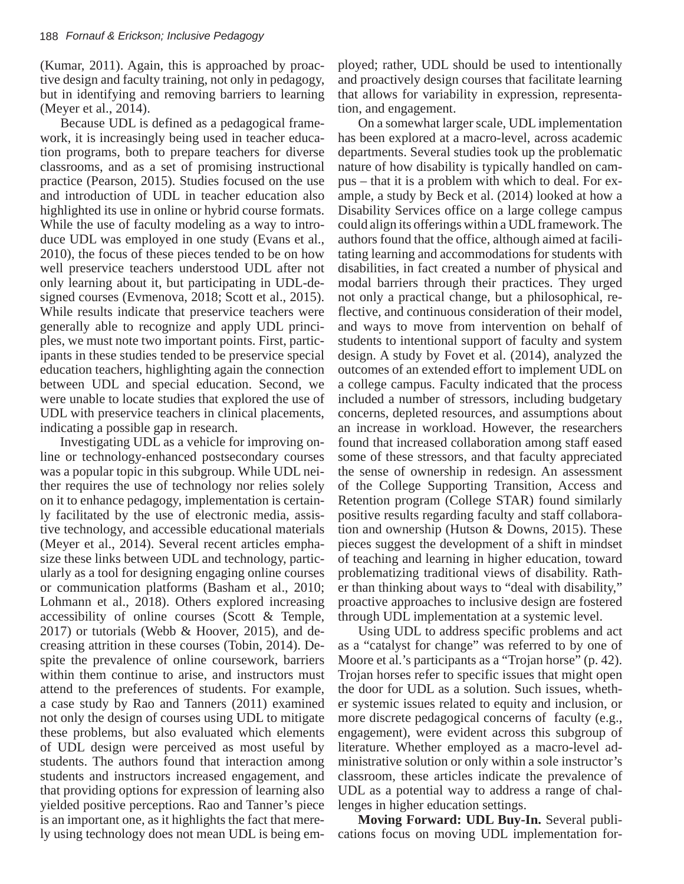(Kumar, 2011). Again, this is approached by proactive design and faculty training, not only in pedagogy, but in identifying and removing barriers to learning (Meyer et al., 2014).

Because UDL is defined as a pedagogical framework, it is increasingly being used in teacher education programs, both to prepare teachers for diverse classrooms, and as a set of promising instructional practice (Pearson, 2015). Studies focused on the use and introduction of UDL in teacher education also highlighted its use in online or hybrid course formats. While the use of faculty modeling as a way to introduce UDL was employed in one study (Evans et al., 2010), the focus of these pieces tended to be on how well preservice teachers understood UDL after not only learning about it, but participating in UDL-designed courses (Evmenova, 2018; Scott et al., 2015). While results indicate that preservice teachers were generally able to recognize and apply UDL principles, we must note two important points. First, participants in these studies tended to be preservice special education teachers, highlighting again the connection between UDL and special education. Second, we were unable to locate studies that explored the use of UDL with preservice teachers in clinical placements, indicating a possible gap in research.

Investigating UDL as a vehicle for improving online or technology-enhanced postsecondary courses was a popular topic in this subgroup. While UDL neither requires the use of technology nor relies solely on it to enhance pedagogy, implementation is certainly facilitated by the use of electronic media, assistive technology, and accessible educational materials (Meyer et al., 2014). Several recent articles emphasize these links between UDL and technology, particularly as a tool for designing engaging online courses or communication platforms (Basham et al., 2010; Lohmann et al., 2018). Others explored increasing accessibility of online courses (Scott & Temple, 2017) or tutorials (Webb & Hoover, 2015), and decreasing attrition in these courses (Tobin, 2014). Despite the prevalence of online coursework, barriers within them continue to arise, and instructors must attend to the preferences of students. For example, a case study by Rao and Tanners (2011) examined not only the design of courses using UDL to mitigate these problems, but also evaluated which elements of UDL design were perceived as most useful by students. The authors found that interaction among students and instructors increased engagement, and that providing options for expression of learning also yielded positive perceptions. Rao and Tanner's piece is an important one, as it highlights the fact that merely using technology does not mean UDL is being employed; rather, UDL should be used to intentionally and proactively design courses that facilitate learning that allows for variability in expression, representation, and engagement.

On a somewhat larger scale, UDL implementation has been explored at a macro-level, across academic departments. Several studies took up the problematic nature of how disability is typically handled on campus – that it is a problem with which to deal. For example, a study by Beck et al. (2014) looked at how a Disability Services office on a large college campus could align its offerings within a UDL framework. The authors found that the office, although aimed at facilitating learning and accommodations for students with disabilities, in fact created a number of physical and modal barriers through their practices. They urged not only a practical change, but a philosophical, reflective, and continuous consideration of their model, and ways to move from intervention on behalf of students to intentional support of faculty and system design. A study by Fovet et al. (2014), analyzed the outcomes of an extended effort to implement UDL on a college campus. Faculty indicated that the process included a number of stressors, including budgetary concerns, depleted resources, and assumptions about an increase in workload. However, the researchers found that increased collaboration among staff eased some of these stressors, and that faculty appreciated the sense of ownership in redesign. An assessment of the College Supporting Transition, Access and Retention program (College STAR) found similarly positive results regarding faculty and staff collaboration and ownership (Hutson & Downs, 2015). These pieces suggest the development of a shift in mindset of teaching and learning in higher education, toward problematizing traditional views of disability. Rather than thinking about ways to "deal with disability," proactive approaches to inclusive design are fostered through UDL implementation at a systemic level.

Using UDL to address specific problems and act as a "catalyst for change" was referred to by one of Moore et al.'s participants as a "Trojan horse" (p. 42). Trojan horses refer to specific issues that might open the door for UDL as a solution. Such issues, whether systemic issues related to equity and inclusion, or more discrete pedagogical concerns of faculty (e.g., engagement), were evident across this subgroup of literature. Whether employed as a macro-level administrative solution or only within a sole instructor's classroom, these articles indicate the prevalence of UDL as a potential way to address a range of challenges in higher education settings.

**Moving Forward: UDL Buy-In.** Several publications focus on moving UDL implementation for-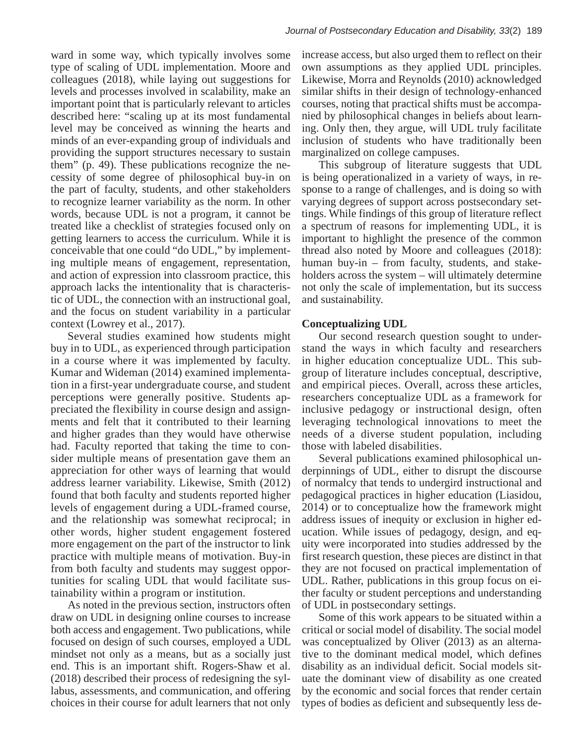ward in some way, which typically involves some type of scaling of UDL implementation. Moore and colleagues (2018), while laying out suggestions for levels and processes involved in scalability, make an important point that is particularly relevant to articles described here: "scaling up at its most fundamental level may be conceived as winning the hearts and minds of an ever-expanding group of individuals and providing the support structures necessary to sustain them" (p. 49). These publications recognize the necessity of some degree of philosophical buy-in on the part of faculty, students, and other stakeholders to recognize learner variability as the norm. In other words, because UDL is not a program, it cannot be treated like a checklist of strategies focused only on getting learners to access the curriculum. While it is conceivable that one could "do UDL," by implementing multiple means of engagement, representation, and action of expression into classroom practice, this approach lacks the intentionality that is characteristic of UDL, the connection with an instructional goal, and the focus on student variability in a particular context (Lowrey et al., 2017).

Several studies examined how students might buy in to UDL, as experienced through participation in a course where it was implemented by faculty. Kumar and Wideman (2014) examined implementation in a first-year undergraduate course, and student perceptions were generally positive. Students appreciated the flexibility in course design and assignments and felt that it contributed to their learning and higher grades than they would have otherwise had. Faculty reported that taking the time to consider multiple means of presentation gave them an appreciation for other ways of learning that would address learner variability. Likewise, Smith (2012) found that both faculty and students reported higher levels of engagement during a UDL-framed course, and the relationship was somewhat reciprocal; in other words, higher student engagement fostered more engagement on the part of the instructor to link practice with multiple means of motivation. Buy-in from both faculty and students may suggest opportunities for scaling UDL that would facilitate sustainability within a program or institution.

As noted in the previous section, instructors often draw on UDL in designing online courses to increase both access and engagement. Two publications, while focused on design of such courses, employed a UDL mindset not only as a means, but as a socially just end. This is an important shift. Rogers-Shaw et al. (2018) described their process of redesigning the syllabus, assessments, and communication, and offering choices in their course for adult learners that not only increase access, but also urged them to reflect on their own assumptions as they applied UDL principles. Likewise, Morra and Reynolds (2010) acknowledged similar shifts in their design of technology-enhanced courses, noting that practical shifts must be accompanied by philosophical changes in beliefs about learning. Only then, they argue, will UDL truly facilitate inclusion of students who have traditionally been marginalized on college campuses.

This subgroup of literature suggests that UDL is being operationalized in a variety of ways, in response to a range of challenges, and is doing so with varying degrees of support across postsecondary settings. While findings of this group of literature reflect a spectrum of reasons for implementing UDL, it is important to highlight the presence of the common thread also noted by Moore and colleagues (2018): human buy-in – from faculty, students, and stakeholders across the system – will ultimately determine not only the scale of implementation, but its success and sustainability.

**Conceptualizing UDL**

Our second research question sought to understand the ways in which faculty and researchers in higher education conceptualize UDL. This subgroup of literature includes conceptual, descriptive, and empirical pieces. Overall, across these articles, researchers conceptualize UDL as a framework for inclusive pedagogy or instructional design, often leveraging technological innovations to meet the needs of a diverse student population, including those with labeled disabilities.

Several publications examined philosophical underpinnings of UDL, either to disrupt the discourse of normalcy that tends to undergird instructional and pedagogical practices in higher education (Liasidou, 2014) or to conceptualize how the framework might address issues of inequity or exclusion in higher education. While issues of pedagogy, design, and equity were incorporated into studies addressed by the first research question, these pieces are distinct in that they are not focused on practical implementation of UDL. Rather, publications in this group focus on either faculty or student perceptions and understanding of UDL in postsecondary settings.

Some of this work appears to be situated within a critical or social model of disability. The social model was conceptualized by Oliver (2013) as an alternative to the dominant medical model, which defines disability as an individual deficit. Social models situate the dominant view of disability as one created by the economic and social forces that render certain types of bodies as deficient and subsequently less de-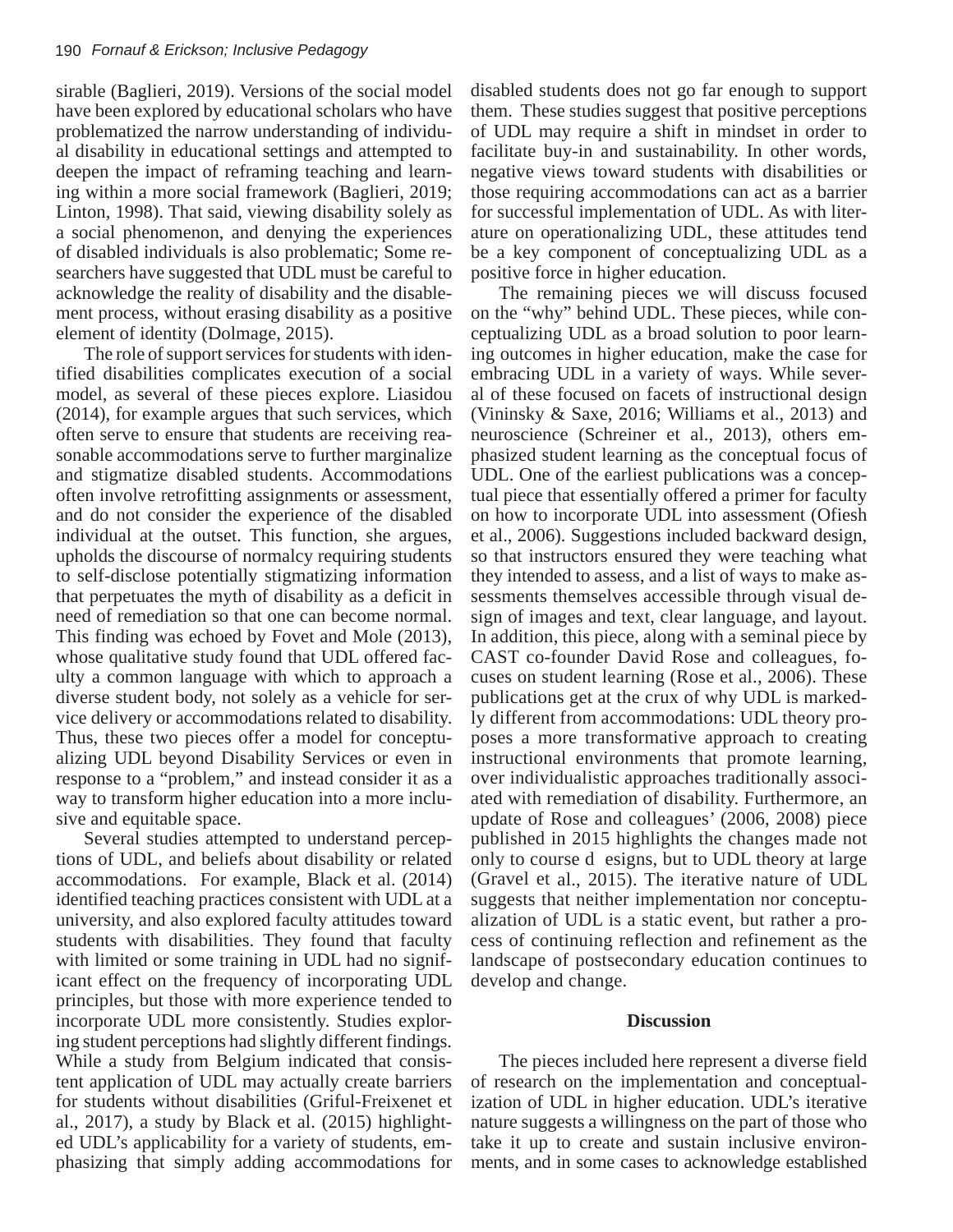sirable (Baglieri, 2019). Versions of the social model have been explored by educational scholars who have problematized the narrow understanding of individual disability in educational settings and attempted to deepen the impact of reframing teaching and learning within a more social framework (Baglieri, 2019; Linton, 1998). That said, viewing disability solely as a social phenomenon, and denying the experiences of disabled individuals is also problematic; Some researchers have suggested that UDL must be careful to acknowledge the reality of disability and the disablement process, without erasing disability as a positive element of identity (Dolmage, 2015).

The role of support services for students with identified disabilities complicates execution of a social model, as several of these pieces explore. Liasidou (2014), for example argues that such services, which often serve to ensure that students are receiving reasonable accommodations serve to further marginalize and stigmatize disabled students. Accommodations often involve retrofitting assignments or assessment, and do not consider the experience of the disabled individual at the outset. This function, she argues, upholds the discourse of normalcy requiring students to self-disclose potentially stigmatizing information that perpetuates the myth of disability as a deficit in need of remediation so that one can become normal. This finding was echoed by Fovet and Mole (2013), whose qualitative study found that UDL offered faculty a common language with which to approach a diverse student body, not solely as a vehicle for service delivery or accommodations related to disability. Thus, these two pieces offer a model for conceptualizing UDL beyond Disability Services or even in response to a "problem," and instead consider it as a way to transform higher education into a more inclusive and equitable space.

Several studies attempted to understand perceptions of UDL, and beliefs about disability or related accommodations. For example, Black et al. (2014) identified teaching practices consistent with UDL at a university, and also explored faculty attitudes toward students with disabilities. They found that faculty with limited or some training in UDL had no significant effect on the frequency of incorporating UDL principles, but those with more experience tended to incorporate UDL more consistently. Studies exploring student perceptions had slightly different findings. While a study from Belgium indicated that consistent application of UDL may actually create barriers for students without disabilities (Griful-Freixenet et al., 2017), a study by Black et al. (2015) highlighted UDL's applicability for a variety of students, emphasizing that simply adding accommodations for disabled students does not go far enough to support them. These studies suggest that positive perceptions of UDL may require a shift in mindset in order to facilitate buy-in and sustainability. In other words, negative views toward students with disabilities or those requiring accommodations can act as a barrier for successful implementation of UDL. As with literature on operationalizing UDL, these attitudes tend be a key component of conceptualizing UDL as a positive force in higher education.

The remaining pieces we will discuss focused on the "why" behind UDL. These pieces, while conceptualizing UDL as a broad solution to poor learning outcomes in higher education, make the case for embracing UDL in a variety of ways. While several of these focused on facets of instructional design (Vininsky & Saxe, 2016; Williams et al., 2013) and neuroscience (Schreiner et al., 2013), others emphasized student learning as the conceptual focus of UDL. One of the earliest publications was a conceptual piece that essentially offered a primer for faculty on how to incorporate UDL into assessment (Ofiesh et al., 2006). Suggestions included backward design, so that instructors ensured they were teaching what they intended to assess, and a list of ways to make assessments themselves accessible through visual design of images and text, clear language, and layout. In addition, this piece, along with a seminal piece by CAST co-founder David Rose and colleagues, focuses on student learning (Rose et al., 2006). These publications get at the crux of why UDL is markedly different from accommodations: UDL theory proposes a more transformative approach to creating instructional environments that promote learning, over individualistic approaches traditionally associated with remediation of disability. Furthermore, an update of Rose and colleagues' (2006, 2008) piece published in 2015 highlights the changes made not only to course d esigns, but to UDL theory at large (Gravel et al., 2015). The iterative nature of UDL suggests that neither implementation nor conceptualization of UDL is a static event, but rather a process of continuing reflection and refinement as the landscape of postsecondary education continues to develop and change.

## Discussion

The pieces included here represent a diverse field of research on the implementation and conceptualization of UDL in higher education. UDL's iterative nature suggests a willingness on the part of those who take it up to create and sustain inclusive environments, and in some cases to acknowledge established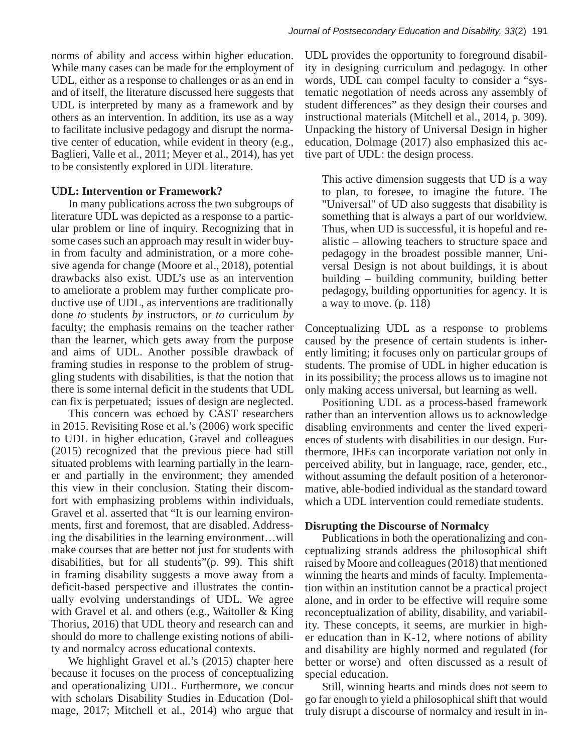norms of ability and access within higher education. While many cases can be made for the employment of UDL, either as a response to challenges or as an end in and of itself, the literature discussed here suggests that UDL is interpreted by many as a framework and by others as an intervention. In addition, its use as a way to facilitate inclusive pedagogy and disrupt the normative center of education, while evident in theory (e.g., Baglieri, Valle et al., 2011; Meyer et al., 2014), has yet to be consistently explored in UDL literature.

**UDL: Intervention or Framework?**

In many publications across the two subgroups of literature UDL was depicted as a response to a particular problem or line of inquiry. Recognizing that in some cases such an approach may result in wider buy-in from faculty and administration, or a more cohesive agenda for change (Moore et al., 2018), potential drawbacks also exist. UDL's use as an intervention to ameliorate a problem may further complicate productive use of UDL, as interventions are traditionally done *to* students *by* instructors, or *to* curriculum *by* faculty; the emphasis remains on the teacher rather than the learner, which gets away from the purpose and aims of UDL. Another possible drawback of framing studies in response to the problem of struggling students with disabilities, is that the notion that there is some internal deficit in the students that UDL can fix is perpetuated; issues of design are neglected.

This concern was echoed by CAST researchers in 2015. Revisiting Rose et al.'s (2006) work specific to UDL in higher education, Gravel and colleagues (2015) recognized that the previous piece had still situated problems with learning partially in the learner and partially in the environment; they amended this view in their conclusion. Stating their discomfort with emphasizing problems within individuals, Gravel et al. asserted that "It is our learning environments, first and foremost, that are disabled. Addressing the disabilities in the learning environment…will make courses that are better not just for students with disabilities, but for all students"(p. 99). This shift in framing disability suggests a move away from a deficit-based perspective and illustrates the continually evolving understandings of UDL. We agree with Gravel et al. and others (e.g., Waitoller & King Thorius, 2016) that UDL theory and research can and should do more to challenge existing notions of ability and normalcy across educational contexts.

We highlight Gravel et al.'s (2015) chapter here because it focuses on the process of conceptualizing and operationalizing UDL. Furthermore, we concur with scholars Disability Studies in Education (Dolmage, 2017; Mitchell et al., 2014) who argue that UDL provides the opportunity to foreground disability in designing curriculum and pedagogy. In other words, UDL can compel faculty to consider a "systematic negotiation of needs across any assembly of student differences" as they design their courses and instructional materials (Mitchell et al., 2014, p. 309). Unpacking the history of Universal Design in higher education, Dolmage (2017) also emphasized this active part of UDL: the design process.

> This active dimension suggests that UD is a way to plan, to foresee, to imagine the future. The "Universal" of UD also suggests that disability is something that is always a part of our worldview. Thus, when UD is successful, it is hopeful and realistic – allowing teachers to structure space and pedagogy in the broadest possible manner, Universal Design is not about buildings, it is about building – building community, building better pedagogy, building opportunities for agency. It is a way to move. (p. 118)

Conceptualizing UDL as a response to problems caused by the presence of certain students is inherently limiting; it focuses only on particular groups of students. The promise of UDL in higher education is in its possibility; the process allows us to imagine not only making access universal, but learning as well.

Positioning UDL as a process-based framework rather than an intervention allows us to acknowledge disabling environments and center the lived experiences of students with disabilities in our design. Furthermore, IHEs can incorporate variation not only in perceived ability, but in language, race, gender, etc., without assuming the default position of a heteronormative, able-bodied individual as the standard toward which a UDL intervention could remediate students.

**Disrupting the Discourse of Normalcy**

Publications in both the operationalizing and conceptualizing strands address the philosophical shift raised by Moore and colleagues (2018) that mentioned winning the hearts and minds of faculty. Implementation within an institution cannot be a practical project alone, and in order to be effective will require some reconceptualization of ability, disability, and variability. These concepts, it seems, are murkier in higher education than in K-12, where notions of ability and disability are highly normed and regulated (for better or worse) and often discussed as a result of special education.

Still, winning hearts and minds does not seem to go far enough to yield a philosophical shift that would truly disrupt a discourse of normalcy and result in in-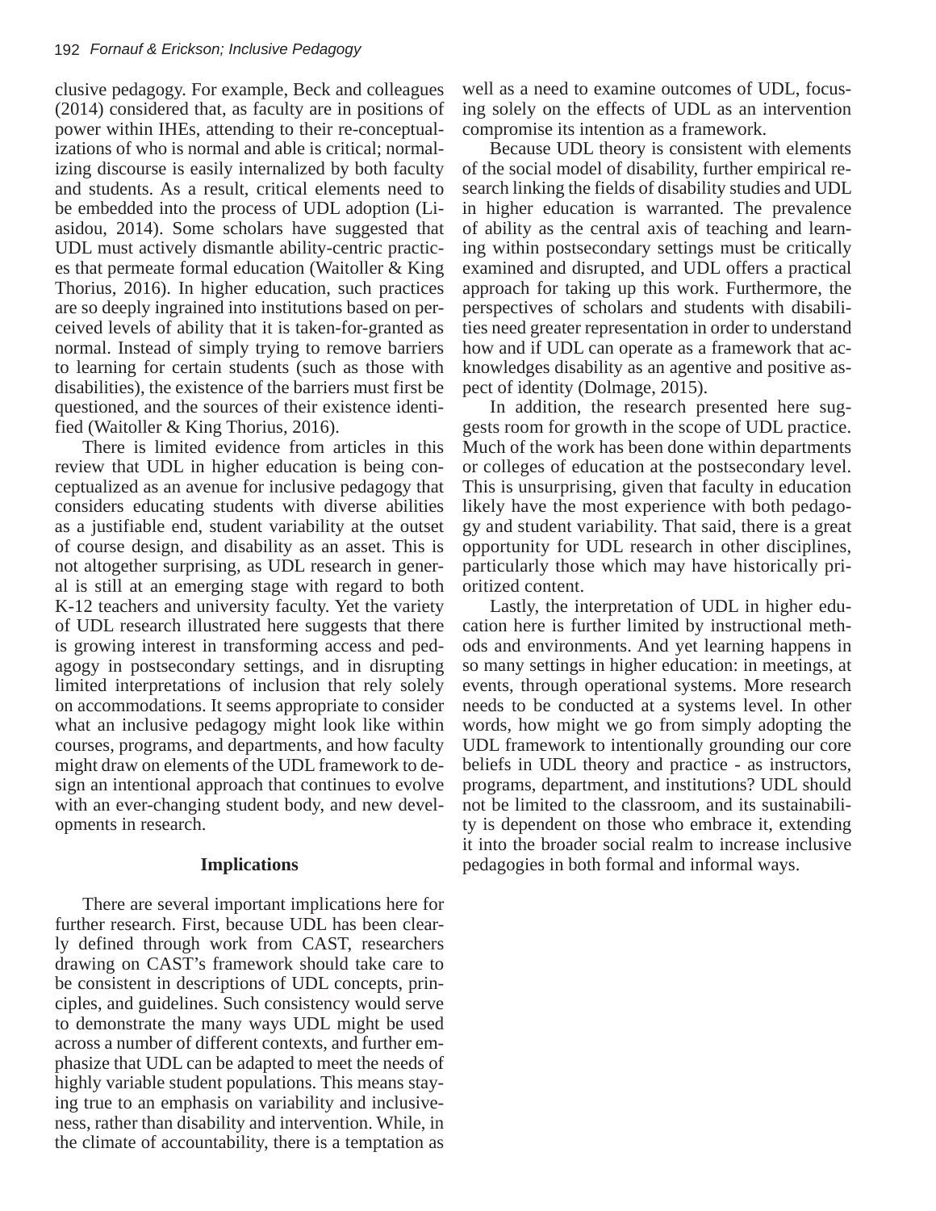clusive pedagogy. For example, Beck and colleagues (2014) considered that, as faculty are in positions of power within IHEs, attending to their re-conceptualizations of who is normal and able is critical; normalizing discourse is easily internalized by both faculty and students. As a result, critical elements need to be embedded into the process of UDL adoption (Liasidou, 2014). Some scholars have suggested that UDL must actively dismantle ability-centric practices that permeate formal education (Waitoller & King Thorius, 2016). In higher education, such practices are so deeply ingrained into institutions based on perceived levels of ability that it is taken-for-granted as normal. Instead of simply trying to remove barriers to learning for certain students (such as those with disabilities), the existence of the barriers must first be questioned, and the sources of their existence identified (Waitoller & King Thorius, 2016).

There is limited evidence from articles in this review that UDL in higher education is being conceptualized as an avenue for inclusive pedagogy that considers educating students with diverse abilities as a justifiable end, student variability at the outset of course design, and disability as an asset. This is not altogether surprising, as UDL research in general is still at an emerging stage with regard to both K-12 teachers and university faculty. Yet the variety of UDL research illustrated here suggests that there is growing interest in transforming access and pedagogy in postsecondary settings, and in disrupting limited interpretations of inclusion that rely solely on accommodations. It seems appropriate to consider what an inclusive pedagogy might look like within courses, programs, and departments, and how faculty might draw on elements of the UDL framework to design an intentional approach that continues to evolve with an ever-changing student body, and new developments in research.

## Implications

There are several important implications here for further research. First, because UDL has been clearly defined through work from CAST, researchers drawing on CAST's framework should take care to be consistent in descriptions of UDL concepts, principles, and guidelines. Such consistency would serve to demonstrate the many ways UDL might be used across a number of different contexts, and further emphasize that UDL can be adapted to meet the needs of highly variable student populations. This means staying true to an emphasis on variability and inclusiveness, rather than disability and intervention. While, in the climate of accountability, there is a temptation as well as a need to examine outcomes of UDL, focusing solely on the effects of UDL as an intervention compromise its intention as a framework.

Because UDL theory is consistent with elements of the social model of disability, further empirical research linking the fields of disability studies and UDL in higher education is warranted. The prevalence of ability as the central axis of teaching and learning within postsecondary settings must be critically examined and disrupted, and UDL offers a practical approach for taking up this work. Furthermore, the perspectives of scholars and students with disabilities need greater representation in order to understand how and if UDL can operate as a framework that acknowledges disability as an agentive and positive aspect of identity (Dolmage, 2015).

In addition, the research presented here suggests room for growth in the scope of UDL practice. Much of the work has been done within departments or colleges of education at the postsecondary level. This is unsurprising, given that faculty in education likely have the most experience with both pedagogy and student variability. That said, there is a great opportunity for UDL research in other disciplines, particularly those which may have historically prioritized content.

Lastly, the interpretation of UDL in higher education here is further limited by instructional methods and environments. And yet learning happens in so many settings in higher education: in meetings, at events, through operational systems. More research needs to be conducted at a systems level. In other words, how might we go from simply adopting the UDL framework to intentionally grounding our core beliefs in UDL theory and practice - as instructors, programs, department, and institutions? UDL should not be limited to the classroom, and its sustainability is dependent on those who embrace it, extending it into the broader social realm to increase inclusive pedagogies in both formal and informal ways.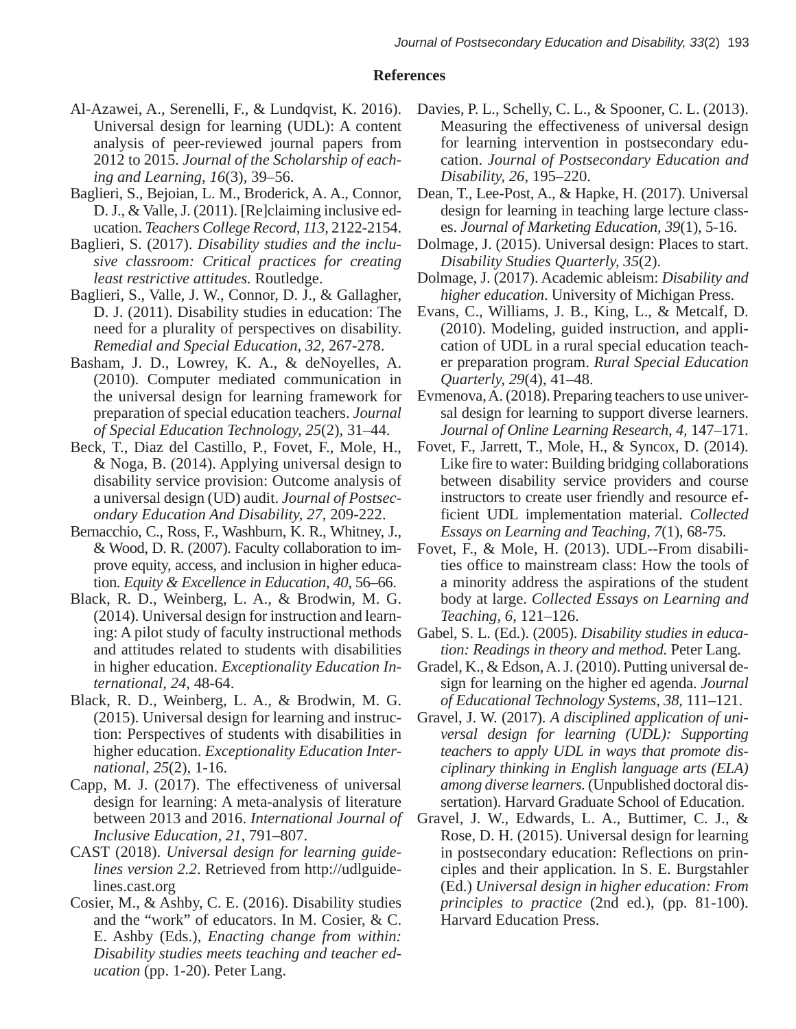## References

Al-Azawei, A., Serenelli, F., & Lundqvist, K. 2016). Universal design for learning (UDL): A content analysis of peer-reviewed journal papers from 2012 to 2015. *Journal of the Scholarship of eaching and Learning, 16*(3), 39–56.

Baglieri, S., Bejoian, L. M., Broderick, A. A., Connor, D. J., & Valle, J. (2011). [Re]claiming inclusive education. *Teachers College Record, 113*, 2122-2154.

Baglieri, S. (2017). *Disability studies and the inclusive classroom: Critical practices for creating least restrictive attitudes*. Routledge.

Baglieri, S., Valle, J. W., Connor, D. J., & Gallagher, D. J. (2011). Disability studies in education: The need for a plurality of perspectives on disability. *Remedial and Special Education, 32*, 267-278.

Basham, J. D., Lowrey, K. A., & deNoyelles, A. (2010). Computer mediated communication in the universal design for learning framework for preparation of special education teachers. *Journal of Special Education Technology, 25*(2), 31–44.

Beck, T., Diaz del Castillo, P., Fovet, F., Mole, H., & Noga, B. (2014). Applying universal design to disability service provision: Outcome analysis of a universal design (UD) audit. *Journal of Postsecondary Education And Disability, 27*, 209-222.

Bernacchio, C., Ross, F., Washburn, K. R., Whitney, J., & Wood, D. R. (2007). Faculty collaboration to improve equity, access, and inclusion in higher education. *Equity & Excellence in Education, 40*, 56–66.

Black, R. D., Weinberg, L. A., & Brodwin, M. G. (2014). Universal design for instruction and learning: A pilot study of faculty instructional methods and attitudes related to students with disabilities in higher education. *Exceptionality Education International, 24*, 48-64.

Black, R. D., Weinberg, L. A., & Brodwin, M. G. (2015). Universal design for learning and instruction: Perspectives of students with disabilities in higher education. *Exceptionality Education International, 25*(2), 1-16.

Capp, M. J. (2017). The effectiveness of universal design for learning: A meta-analysis of literature between 2013 and 2016. *International Journal of Inclusive Education, 21*, 791–807.

CAST (2018). *Universal design for learning guidelines version 2.2*. Retrieved from http://udlguidelines.cast.org

Cosier, M., & Ashby, C. E. (2016). Disability studies and the "work" of educators. In M. Cosier, & C. E. Ashby (Eds.), *Enacting change from within: Disability studies meets teaching and teacher education* (pp. 1-20). Peter Lang.

Davies, P. L., Schelly, C. L., & Spooner, C. L. (2013). Measuring the effectiveness of universal design for learning intervention in postsecondary education. *Journal of Postsecondary Education and Disability, 26*, 195–220.

Dean, T., Lee-Post, A., & Hapke, H. (2017). Universal design for learning in teaching large lecture classes. *Journal of Marketing Education, 39*(1), 5-16.

Dolmage, J. (2015). Universal design: Places to start. *Disability Studies Quarterly, 35*(2).

Dolmage, J. (2017). Academic ableism: *Disability and higher education*. University of Michigan Press.

Evans, C., Williams, J. B., King, L., & Metcalf, D. (2010). Modeling, guided instruction, and application of UDL in a rural special education teacher preparation program. *Rural Special Education Quarterly, 29*(4), 41–48.

Evmenova, A. (2018). Preparing teachers to use universal design for learning to support diverse learners. *Journal of Online Learning Research, 4*, 147–171.

Fovet, F., Jarrett, T., Mole, H., & Syncox, D. (2014). Like fire to water: Building bridging collaborations between disability service providers and course instructors to create user friendly and resource efficient UDL implementation material. *Collected Essays on Learning and Teaching, 7*(1), 68-75.

Fovet, F., & Mole, H. (2013). UDL--From disabilities office to mainstream class: How the tools of a minority address the aspirations of the student body at large. *Collected Essays on Learning and Teaching, 6*, 121–126.

Gabel, S. L. (Ed.). (2005). *Disability studies in education: Readings in theory and method.* Peter Lang.

Gradel, K., & Edson, A. J. (2010). Putting universal design for learning on the higher ed agenda. *Journal of Educational Technology Systems, 38*, 111–121.

Gravel, J. W. (2017). *A disciplined application of universal design for learning (UDL): Supporting teachers to apply UDL in ways that promote disciplinary thinking in English language arts (ELA) among diverse learners.* (Unpublished doctoral dissertation). Harvard Graduate School of Education.

Gravel, J. W., Edwards, L. A., Buttimer, C. J., & Rose, D. H. (2015). Universal design for learning in postsecondary education: Reflections on principles and their application. In S. E. Burgstahler (Ed.) *Universal design in higher education: From principles to practice* (2nd ed.), (pp. 81-100). Harvard Education Press.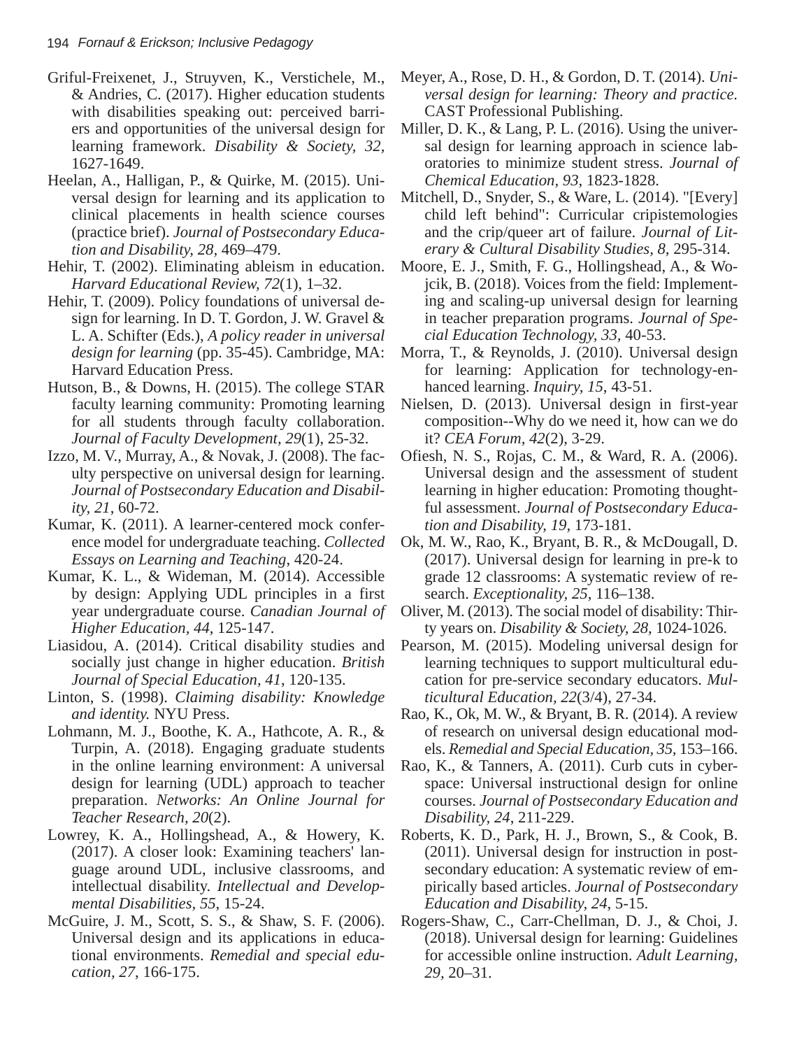Griful-Freixenet, J., Struyven, K., Verstichele, M., & Andries, C. (2017). Higher education students with disabilities speaking out: perceived barriers and opportunities of the universal design for learning framework. *Disability & Society, 32,* 1627-1649.

Heelan, A., Halligan, P., & Quirke, M. (2015). Universal design for learning and its application to clinical placements in health science courses (practice brief). *Journal of Postsecondary Education and Disability, 28,* 469–479.

Hehir, T. (2002). Eliminating ableism in education. *Harvard Educational Review, 72*(1), 1–32.

Hehir, T. (2009). Policy foundations of universal design for learning. In D. T. Gordon, J. W. Gravel & L. A. Schifter (Eds.), *A policy reader in universal design for learning* (pp. 35-45). Cambridge, MA: Harvard Education Press.

Hutson, B., & Downs, H. (2015). The college STAR faculty learning community: Promoting learning for all students through faculty collaboration. *Journal of Faculty Development, 29*(1), 25-32.

Izzo, M. V., Murray, A., & Novak, J. (2008). The faculty perspective on universal design for learning. *Journal of Postsecondary Education and Disability, 21*, 60-72.

Kumar, K. (2011). A learner-centered mock conference model for undergraduate teaching. *Collected Essays on Learning and Teaching*, 420-24.

Kumar, K. L., & Wideman, M. (2014). Accessible by design: Applying UDL principles in a first year undergraduate course. *Canadian Journal of Higher Education, 44*, 125-147.

Liasidou, A. (2014). Critical disability studies and socially just change in higher education. *British Journal of Special Education, 41*, 120-135.

Linton, S. (1998). *Claiming disability: Knowledge and identity.* NYU Press.

Lohmann, M. J., Boothe, K. A., Hathcote, A. R., & Turpin, A. (2018). Engaging graduate students in the online learning environment: A universal design for learning (UDL) approach to teacher preparation. *Networks: An Online Journal for Teacher Research, 20*(2).

Lowrey, K. A., Hollingshead, A., & Howery, K. (2017). A closer look: Examining teachers' language around UDL, inclusive classrooms, and intellectual disability. *Intellectual and Developmental Disabilities, 55*, 15-24.

McGuire, J. M., Scott, S. S., & Shaw, S. F. (2006). Universal design and its applications in educational environments. *Remedial and special education, 27*, 166-175.

Meyer, A., Rose, D. H., & Gordon, D. T. (2014). *Universal design for learning: Theory and practice.* CAST Professional Publishing.

Miller, D. K., & Lang, P. L. (2016). Using the universal design for learning approach in science laboratories to minimize student stress. *Journal of Chemical Education, 93*, 1823-1828.

Mitchell, D., Snyder, S., & Ware, L. (2014). "[Every] child left behind": Curricular cripistemologies and the crip/queer art of failure. *Journal of Literary & Cultural Disability Studies, 8*, 295-314.

Moore, E. J., Smith, F. G., Hollingshead, A., & Wojcik, B. (2018). Voices from the field: Implementing and scaling-up universal design for learning in teacher preparation programs. *Journal of Special Education Technology, 33*, 40-53.

Morra, T., & Reynolds, J. (2010). Universal design for learning: Application for technology-enhanced learning. *Inquiry, 15*, 43-51.

Nielsen, D. (2013). Universal design in first-year composition--Why do we need it, how can we do it? *CEA Forum, 42*(2), 3-29.

Ofiesh, N. S., Rojas, C. M., & Ward, R. A. (2006). Universal design and the assessment of student learning in higher education: Promoting thoughtful assessment. *Journal of Postsecondary Education and Disability, 19*, 173-181.

Ok, M. W., Rao, K., Bryant, B. R., & McDougall, D. (2017). Universal design for learning in pre-k to grade 12 classrooms: A systematic review of research. *Exceptionality, 25*, 116–138.

Oliver, M. (2013). The social model of disability: Thirty years on. *Disability & Society, 28*, 1024-1026.

Pearson, M. (2015). Modeling universal design for learning techniques to support multicultural education for pre-service secondary educators. *Multicultural Education, 22*(3/4), 27-34.

Rao, K., Ok, M. W., & Bryant, B. R. (2014). A review of research on universal design educational models. *Remedial and Special Education, 35*, 153–166.

Rao, K., & Tanners, A. (2011). Curb cuts in cyberspace: Universal instructional design for online courses. *Journal of Postsecondary Education and Disability, 24*, 211-229.

Roberts, K. D., Park, H. J., Brown, S., & Cook, B. (2011). Universal design for instruction in postsecondary education: A systematic review of empirically based articles. *Journal of Postsecondary Education and Disability, 24*, 5-15.

Rogers-Shaw, C., Carr-Chellman, D. J., & Choi, J. (2018). Universal design for learning: Guidelines for accessible online instruction. *Adult Learning, 29*, 20–31.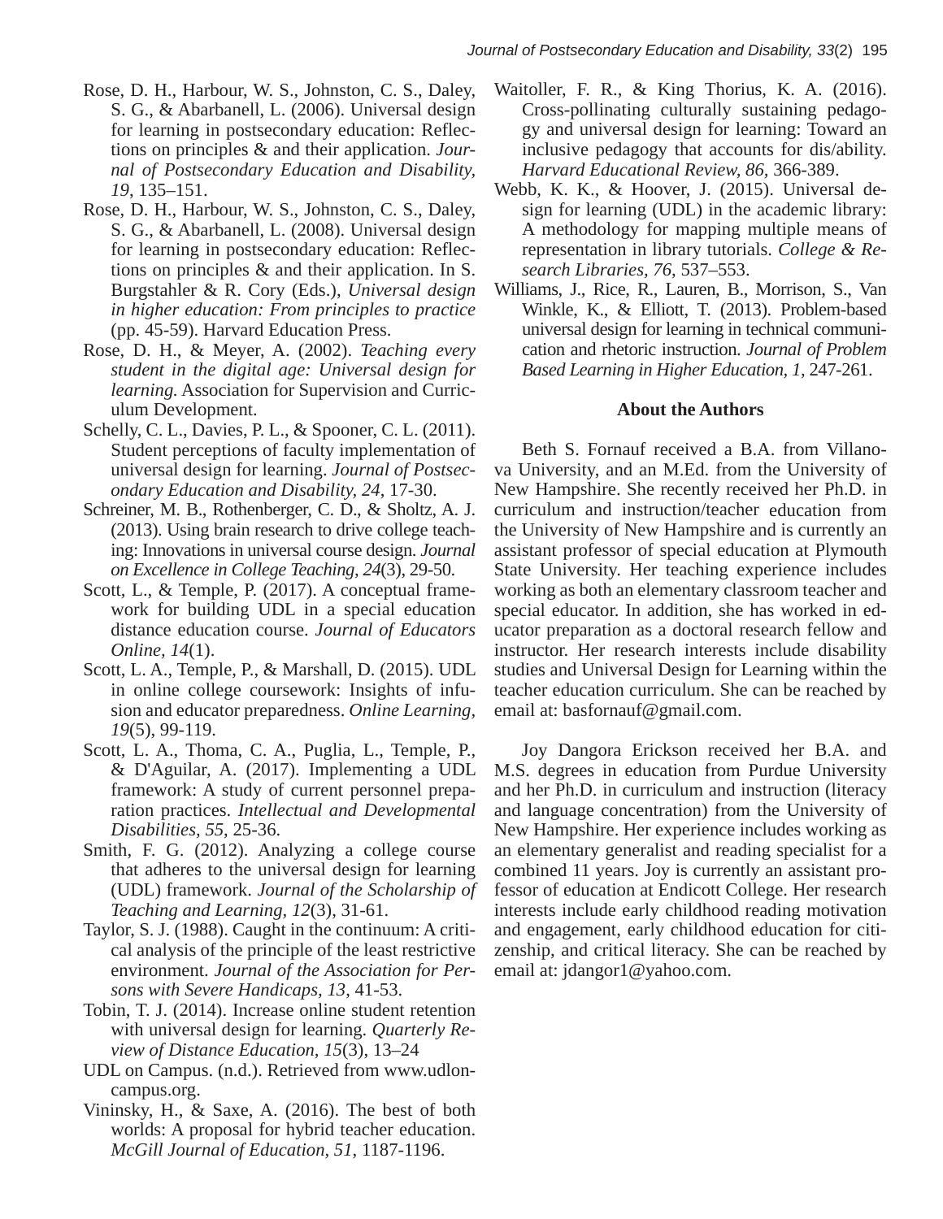Rose, D. H., Harbour, W. S., Johnston, C. S., Daley, S. G., & Abarbanell, L. (2006). Universal design for learning in postsecondary education: Reflections on principles & and their application. *Journal of Postsecondary Education and Disability, 19*, 135–151.

Rose, D. H., Harbour, W. S., Johnston, C. S., Daley, S. G., & Abarbanell, L. (2008). Universal design for learning in postsecondary education: Reflections on principles & and their application. In S. Burgstahler & R. Cory (Eds.), *Universal design in higher education: From principles to practice* (pp. 45-59). Harvard Education Press.

Rose, D. H., & Meyer, A. (2002). *Teaching every student in the digital age: Universal design for learning.* Association for Supervision and Curriculum Development.

Schelly, C. L., Davies, P. L., & Spooner, C. L. (2011). Student perceptions of faculty implementation of universal design for learning. *Journal of Postsecondary Education and Disability, 24*, 17-30.

Schreiner, M. B., Rothenberger, C. D., & Sholtz, A. J. (2013). Using brain research to drive college teaching: Innovations in universal course design. *Journal on Excellence in College Teaching, 24*(3), 29-50.

Scott, L., & Temple, P. (2017). A conceptual framework for building UDL in a special education distance education course. *Journal of Educators Online, 14*(1).

Scott, L. A., Temple, P., & Marshall, D. (2015). UDL in online college coursework: Insights of infusion and educator preparedness. *Online Learning, 19*(5), 99-119.

Scott, L. A., Thoma, C. A., Puglia, L., Temple, P., & D'Aguilar, A. (2017). Implementing a UDL framework: A study of current personnel preparation practices. *Intellectual and Developmental Disabilities, 55*, 25-36.

Smith, F. G. (2012). Analyzing a college course that adheres to the universal design for learning (UDL) framework. *Journal of the Scholarship of Teaching and Learning, 12*(3), 31-61.

Taylor, S. J. (1988). Caught in the continuum: A critical analysis of the principle of the least restrictive environment. *Journal of the Association for Persons with Severe Handicaps, 13*, 41-53.

Tobin, T. J. (2014). Increase online student retention with universal design for learning. *Quarterly Review of Distance Education, 15*(3), 13–24

UDL on Campus. (n.d.). Retrieved from www.udloncampus.org.

Vininsky, H., & Saxe, A. (2016). The best of both worlds: A proposal for hybrid teacher education. *McGill Journal of Education, 51*, 1187-1196.

Waitoller, F. R., & King Thorius, K. A. (2016). Cross-pollinating culturally sustaining pedagogy and universal design for learning: Toward an inclusive pedagogy that accounts for dis/ability. *Harvard Educational Review, 86*, 366-389.

Webb, K. K., & Hoover, J. (2015). Universal design for learning (UDL) in the academic library: A methodology for mapping multiple means of representation in library tutorials. *College & Research Libraries, 76*, 537–553.

Williams, J., Rice, R., Lauren, B., Morrison, S., Van Winkle, K., & Elliott, T. (2013). Problem-based universal design for learning in technical communication and rhetoric instruction. *Journal of Problem Based Learning in Higher Education, 1*, 247-261.

## About the Authors

Beth S. Fornauf received a B.A. from Villanova University, and an M.Ed. from the University of New Hampshire. She recently received her Ph.D. in curriculum and instruction/teacher education from the University of New Hampshire and is currently an assistant professor of special education at Plymouth State University. Her teaching experience includes working as both an elementary classroom teacher and special educator. In addition, she has worked in educator preparation as a doctoral research fellow and instructor. Her research interests include disability studies and Universal Design for Learning within the teacher education curriculum. She can be reached by email at: basfornauf@gmail.com.

Joy Dangora Erickson received her B.A. and M.S. degrees in education from Purdue University and her Ph.D. in curriculum and instruction (literacy and language concentration) from the University of New Hampshire. Her experience includes working as an elementary generalist and reading specialist for a combined 11 years. Joy is currently an assistant professor of education at Endicott College. Her research interests include early childhood reading motivation and engagement, early childhood education for citizenship, and critical literacy. She can be reached by email at: jdangor1@yahoo.com.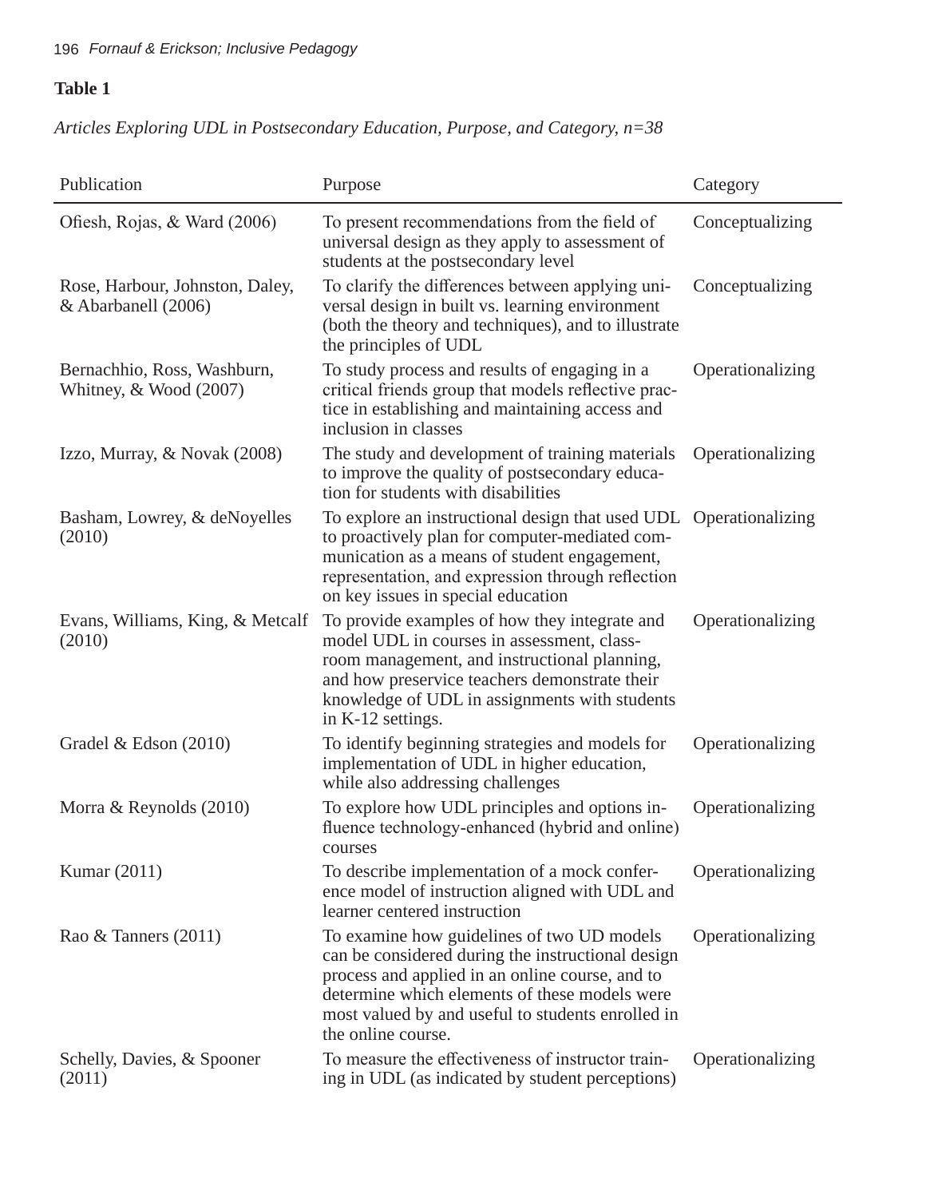**Table 1**

*Articles Exploring UDL in Postsecondary Education, Purpose, and Category, n=38*

| Publication | Purpose | Category |
|---|---|---|
| Ofiesh, Rojas, & Ward (2006) | To present recommendations from the field of universal design as they apply to assessment of students at the postsecondary level | Conceptualizing |
| Rose, Harbour, Johnston, Daley, & Abarbanell (2006) | To clarify the differences between applying universal design in built vs. learning environment (both the theory and techniques), and to illustrate the principles of UDL | Conceptualizing |
| Bernachhio, Ross, Washburn, Whitney, & Wood (2007) | To study process and results of engaging in a critical friends group that models reflective practice in establishing and maintaining access and inclusion in classes | Operationalizing |
| Izzo, Murray, & Novak (2008) | The study and development of training materials to improve the quality of postsecondary education for students with disabilities | Operationalizing |
| Basham, Lowrey, & deNoyelles (2010) | To explore an instructional design that used UDL to proactively plan for computer-mediated communication as a means of student engagement, representation, and expression through reflection on key issues in special education | Operationalizing |
| Evans, Williams, King, & Metcalf (2010) | To provide examples of how they integrate and model UDL in courses in assessment, classroom management, and instructional planning, and how preservice teachers demonstrate their knowledge of UDL in assignments with students in K-12 settings. | Operationalizing |
| Gradel & Edson (2010) | To identify beginning strategies and models for implementation of UDL in higher education, while also addressing challenges | Operationalizing |
| Morra & Reynolds (2010) | To explore how UDL principles and options influence technology-enhanced (hybrid and online) courses | Operationalizing |
| Kumar (2011) | To describe implementation of a mock conference model of instruction aligned with UDL and learner centered instruction | Operationalizing |
| Rao & Tanners (2011) | To examine how guidelines of two UD models can be considered during the instructional design process and applied in an online course, and to determine which elements of these models were most valued by and useful to students enrolled in the online course. | Operationalizing |
| Schelly, Davies, & Spooner (2011) | To measure the effectiveness of instructor training in UDL (as indicated by student perceptions) | Operationalizing |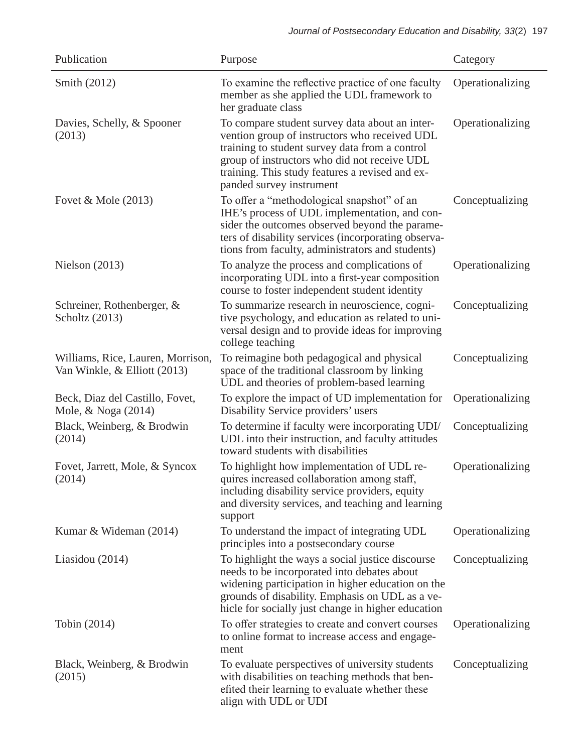| Publication | Purpose | Category |
|---|---|---|
| Smith (2012) | To examine the reflective practice of one faculty member as she applied the UDL framework to her graduate class | Operationalizing |
| Davies, Schelly, & Spooner (2013) | To compare student survey data about an intervention group of instructors who received UDL training to student survey data from a control group of instructors who did not receive UDL training. This study features a revised and expanded survey instrument | Operationalizing |
| Fovet & Mole (2013) | To offer a "methodological snapshot" of an IHE's process of UDL implementation, and consider the outcomes observed beyond the parameters of disability services (incorporating observations from faculty, administrators and students) | Conceptualizing |
| Nielson (2013) | To analyze the process and complications of incorporating UDL into a first-year composition course to foster independent student identity | Operationalizing |
| Schreiner, Rothenberger, & Scholtz (2013) | To summarize research in neuroscience, cognitive psychology, and education as related to universal design and to provide ideas for improving college teaching | Conceptualizing |
| Williams, Rice, Lauren, Morrison, Van Winkle, & Elliott (2013) | To reimagine both pedagogical and physical space of the traditional classroom by linking UDL and theories of problem-based learning | Conceptualizing |
| Beck, Diaz del Castillo, Fovet, Mole, & Noga (2014) | To explore the impact of UD implementation for Disability Service providers' users | Operationalizing |
| Black, Weinberg, & Brodwin (2014) | To determine if faculty were incorporating UDI/UDL into their instruction, and faculty attitudes toward students with disabilities | Conceptualizing |
| Fovet, Jarrett, Mole, & Syncox (2014) | To highlight how implementation of UDL requires increased collaboration among staff, including disability service providers, equity and diversity services, and teaching and learning support | Operationalizing |
| Kumar & Wideman (2014) | To understand the impact of integrating UDL principles into a postsecondary course | Operationalizing |
| Liasidou (2014) | To highlight the ways a social justice discourse needs to be incorporated into debates about widening participation in higher education on the grounds of disability. Emphasis on UDL as a vehicle for socially just change in higher education | Conceptualizing |
| Tobin (2014) | To offer strategies to create and convert courses to online format to increase access and engagement | Operationalizing |
| Black, Weinberg, & Brodwin (2015) | To evaluate perspectives of university students with disabilities on teaching methods that benefited their learning to evaluate whether these align with UDL or UDI | Conceptualizing |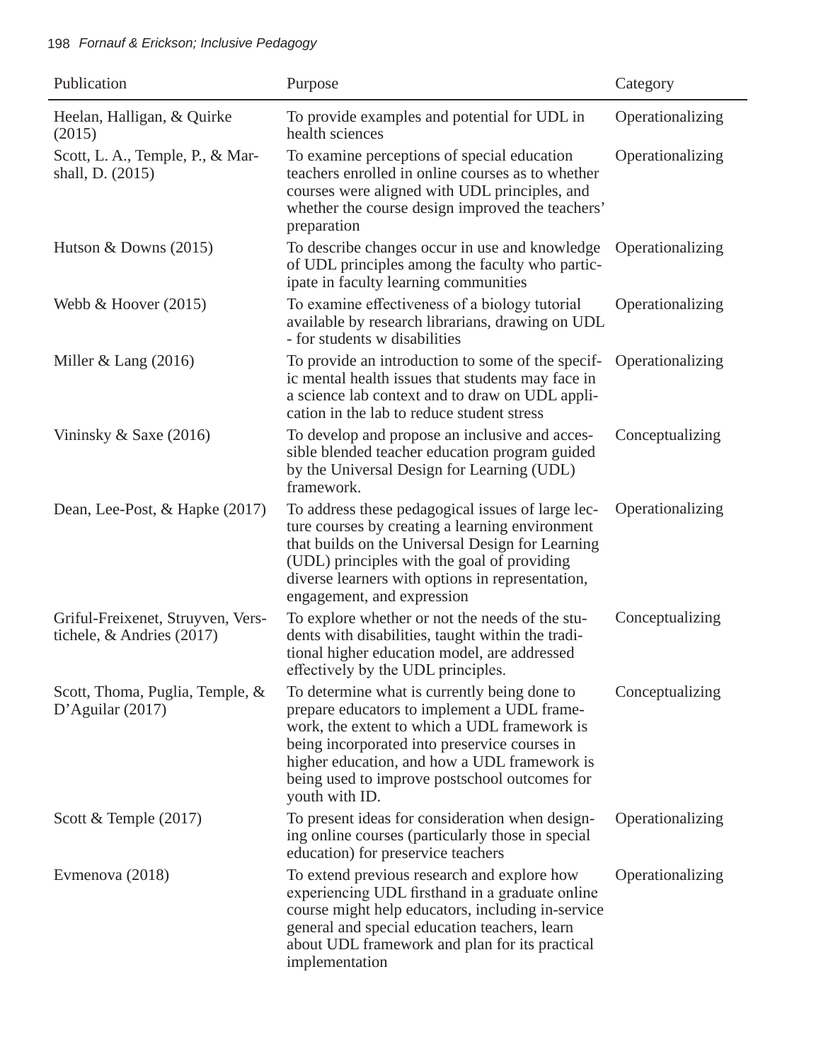| Publication | Purpose | Category |
|---|---|---|
| Heelan, Halligan, & Quirke (2015) | To provide examples and potential for UDL in health sciences | Operationalizing |
| Scott, L. A., Temple, P., & Marshall, D. (2015) | To examine perceptions of special education teachers enrolled in online courses as to whether courses were aligned with UDL principles, and whether the course design improved the teachers' preparation | Operationalizing |
| Hutson & Downs (2015) | To describe changes occur in use and knowledge of UDL principles among the faculty who participate in faculty learning communities | Operationalizing |
| Webb & Hoover (2015) | To examine effectiveness of a biology tutorial available by research librarians, drawing on UDL - for students w disabilities | Operationalizing |
| Miller & Lang (2016) | To provide an introduction to some of the specific mental health issues that students may face in a science lab context and to draw on UDL application in the lab to reduce student stress | Operationalizing |
| Vininsky & Saxe (2016) | To develop and propose an inclusive and accessible blended teacher education program guided by the Universal Design for Learning (UDL) framework. | Conceptualizing |
| Dean, Lee-Post, & Hapke (2017) | To address these pedagogical issues of large lecture courses by creating a learning environment that builds on the Universal Design for Learning (UDL) principles with the goal of providing diverse learners with options in representation, engagement, and expression | Operationalizing |
| Griful-Freixenet, Struyven, Verstichele, & Andries (2017) | To explore whether or not the needs of the students with disabilities, taught within the traditional higher education model, are addressed effectively by the UDL principles. | Conceptualizing |
| Scott, Thoma, Puglia, Temple, & D'Aguilar (2017) | To determine what is currently being done to prepare educators to implement a UDL framework, the extent to which a UDL framework is being incorporated into preservice courses in higher education, and how a UDL framework is being used to improve postschool outcomes for youth with ID. | Conceptualizing |
| Scott & Temple (2017) | To present ideas for consideration when designing online courses (particularly those in special education) for preservice teachers | Operationalizing |
| Evmenova (2018) | To extend previous research and explore how experiencing UDL firsthand in a graduate online course might help educators, including in-service general and special education teachers, learn about UDL framework and plan for its practical implementation | Operationalizing |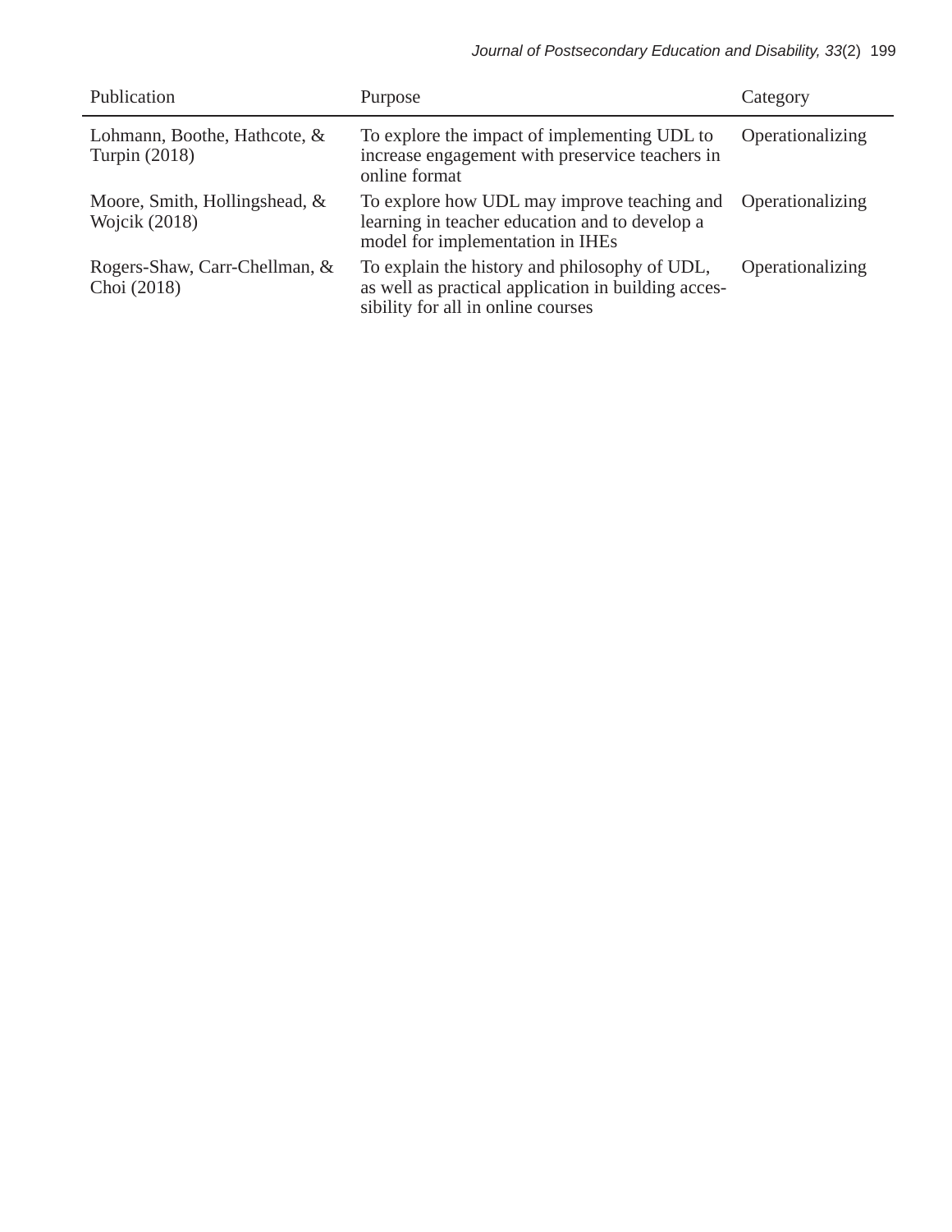| Publication | Purpose | Category |
|---|---|---|
| Lohmann, Boothe, Hathcote, & Turpin (2018) | To explore the impact of implementing UDL to increase engagement with preservice teachers in online format | Operationalizing |
| Moore, Smith, Hollingshead, & Wojcik (2018) | To explore how UDL may improve teaching and learning in teacher education and to develop a model for implementation in IHEs | Operationalizing |
| Rogers-Shaw, Carr-Chellman, & Choi (2018) | To explain the history and philosophy of UDL, as well as practical application in building accessibility for all in online courses | Operationalizing |